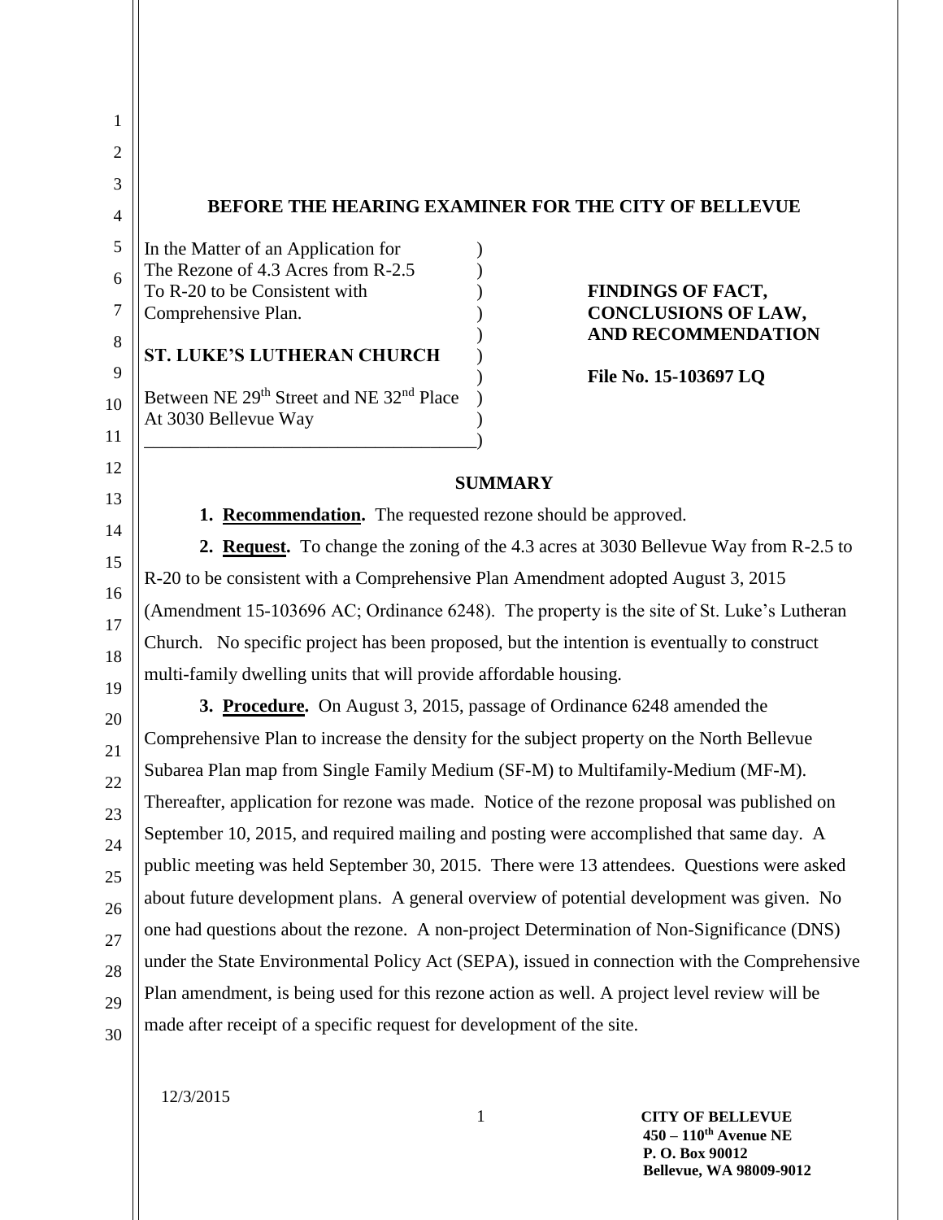# BEFORE THE HEARING EXAMINER FOR THE CITY OF BELLEVUE

In the Matter of an Application for The Rezone of 4.3 Acres from R-2.5 To R-20 to be Consistent with Comprehensive Plan.

**ST. LUKE'S LUTHERAN CHURCH**

Between NE 29th Street and NE 32nd Place At 3030 Bellevue Way

**FINDINGS OF FACT, CONCLUSIONS OF LAW, AND RECOMMENDATION**

**File No. 15-103697 LQ**

## SUMMARY

**1. Recommendation.** The requested rezone should be approved.

**2. Request.** To change the zoning of the 4.3 acres at 3030 Bellevue Way from R-2.5 to R-20 to be consistent with a Comprehensive Plan Amendment adopted August 3, 2015 (Amendment 15-103696 AC; Ordinance 6248). The property is the site of St. Luke's Lutheran Church. No specific project has been proposed, but the intention is eventually to construct multi-family dwelling units that will provide affordable housing.

**3. Procedure.** On August 3, 2015, passage of Ordinance 6248 amended the Comprehensive Plan to increase the density for the subject property on the North Bellevue Subarea Plan map from Single Family Medium (SF-M) to Multifamily-Medium (MF-M). Thereafter, application for rezone was made. Notice of the rezone proposal was published on September 10, 2015, and required mailing and posting were accomplished that same day. A public meeting was held September 30, 2015. There were 13 attendees. Questions were asked about future development plans. A general overview of potential development was given. No one had questions about the rezone. A non-project Determination of Non-Significance (DNS) under the State Environmental Policy Act (SEPA), issued in connection with the Comprehensive Plan amendment, is being used for this rezone action as well. A project level review will be made after receipt of a specific request for development of the site.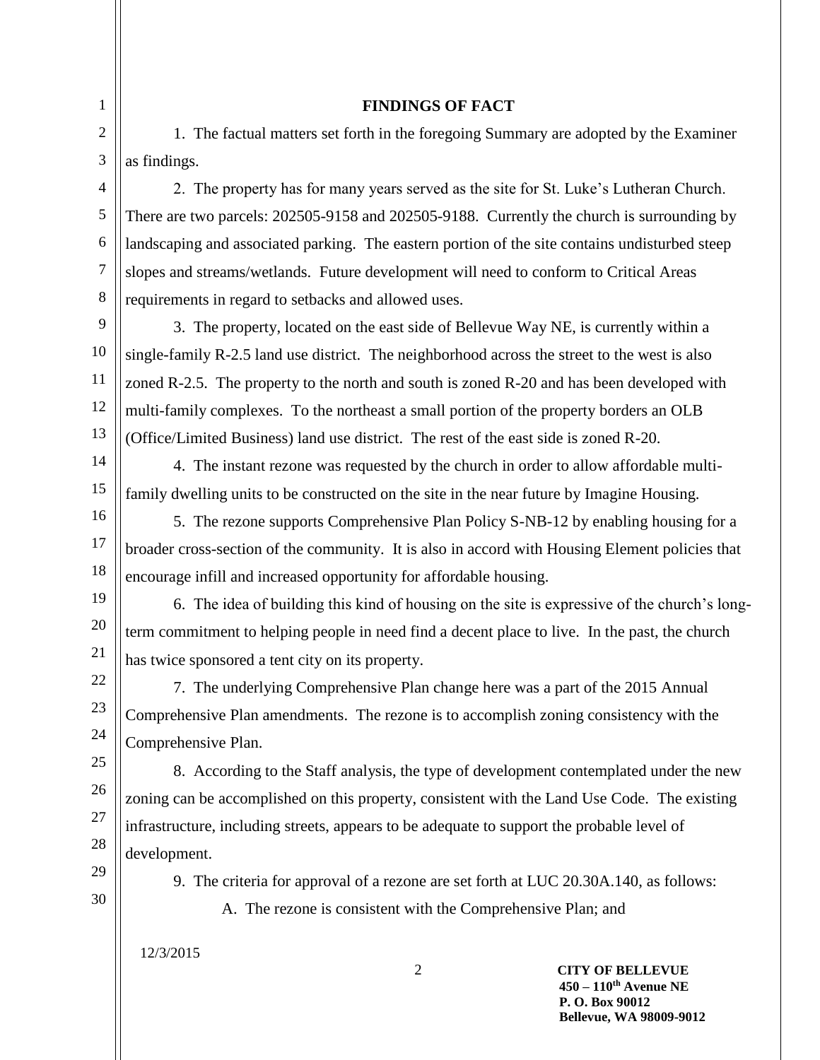## FINDINGS OF FACT

1. The factual matters set forth in the foregoing Summary are adopted by the Examiner as findings.

2. The property has for many years served as the site for St. Luke's Lutheran Church. There are two parcels: 202505-9158 and 202505-9188. Currently the church is surrounding by landscaping and associated parking. The eastern portion of the site contains undisturbed steep slopes and streams/wetlands. Future development will need to conform to Critical Areas requirements in regard to setbacks and allowed uses.

3. The property, located on the east side of Bellevue Way NE, is currently within a single-family R-2.5 land use district. The neighborhood across the street to the west is also zoned R-2.5. The property to the north and south is zoned R-20 and has been developed with multi-family complexes. To the northeast a small portion of the property borders an OLB (Office/Limited Business) land use district. The rest of the east side is zoned R-20.

4. The instant rezone was requested by the church in order to allow affordable multi-family dwelling units to be constructed on the site in the near future by Imagine Housing.

5. The rezone supports Comprehensive Plan Policy S-NB-12 by enabling housing for a broader cross-section of the community. It is also in accord with Housing Element policies that encourage infill and increased opportunity for affordable housing.

6. The idea of building this kind of housing on the site is expressive of the church's long-term commitment to helping people in need find a decent place to live. In the past, the church has twice sponsored a tent city on its property.

7. The underlying Comprehensive Plan change here was a part of the 2015 Annual Comprehensive Plan amendments. The rezone is to accomplish zoning consistency with the Comprehensive Plan.

8. According to the Staff analysis, the type of development contemplated under the new zoning can be accomplished on this property, consistent with the Land Use Code. The existing infrastructure, including streets, appears to be adequate to support the probable level of development.

9. The criteria for approval of a rezone are set forth at LUC 20.30A.140, as follows:

A. The rezone is consistent with the Comprehensive Plan; and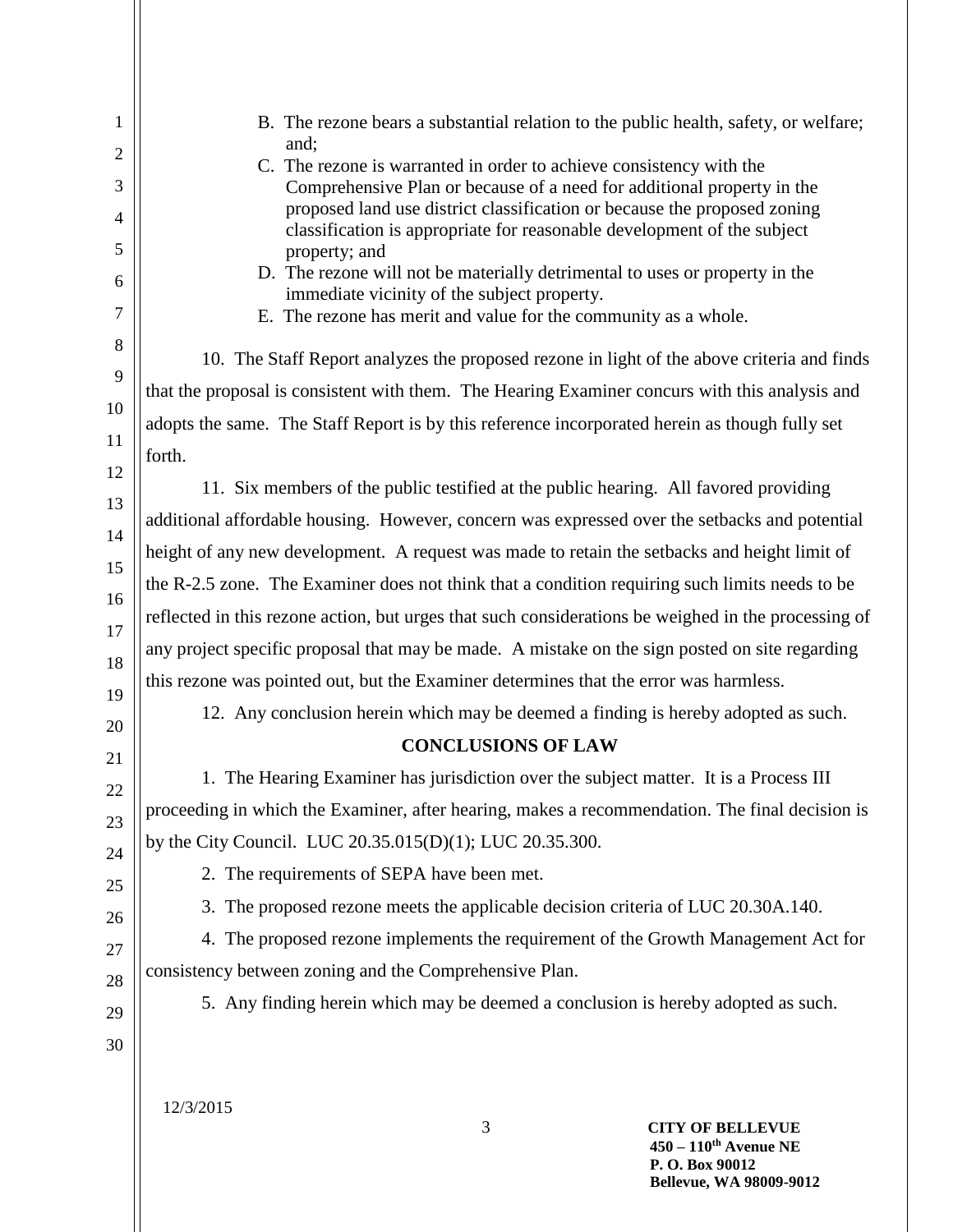B. The rezone bears a substantial relation to the public health, safety, or welfare; and;

C. The rezone is warranted in order to achieve consistency with the Comprehensive Plan or because of a need for additional property in the proposed land use district classification or because the proposed zoning classification is appropriate for reasonable development of the subject property; and

D. The rezone will not be materially detrimental to uses or property in the immediate vicinity of the subject property.

E. The rezone has merit and value for the community as a whole.

10. The Staff Report analyzes the proposed rezone in light of the above criteria and finds that the proposal is consistent with them. The Hearing Examiner concurs with this analysis and adopts the same. The Staff Report is by this reference incorporated herein as though fully set forth.

11. Six members of the public testified at the public hearing. All favored providing additional affordable housing. However, concern was expressed over the setbacks and potential height of any new development. A request was made to retain the setbacks and height limit of the R-2.5 zone. The Examiner does not think that a condition requiring such limits needs to be reflected in this rezone action, but urges that such considerations be weighed in the processing of any project specific proposal that may be made. A mistake on the sign posted on site regarding this rezone was pointed out, but the Examiner determines that the error was harmless.

12. Any conclusion herein which may be deemed a finding is hereby adopted as such.

## CONCLUSIONS OF LAW

1. The Hearing Examiner has jurisdiction over the subject matter. It is a Process III proceeding in which the Examiner, after hearing, makes a recommendation. The final decision is by the City Council. LUC 20.35.015(D)(1); LUC 20.35.300.

2. The requirements of SEPA have been met.

3. The proposed rezone meets the applicable decision criteria of LUC 20.30A.140.

4. The proposed rezone implements the requirement of the Growth Management Act for consistency between zoning and the Comprehensive Plan.

5. Any finding herein which may be deemed a conclusion is hereby adopted as such.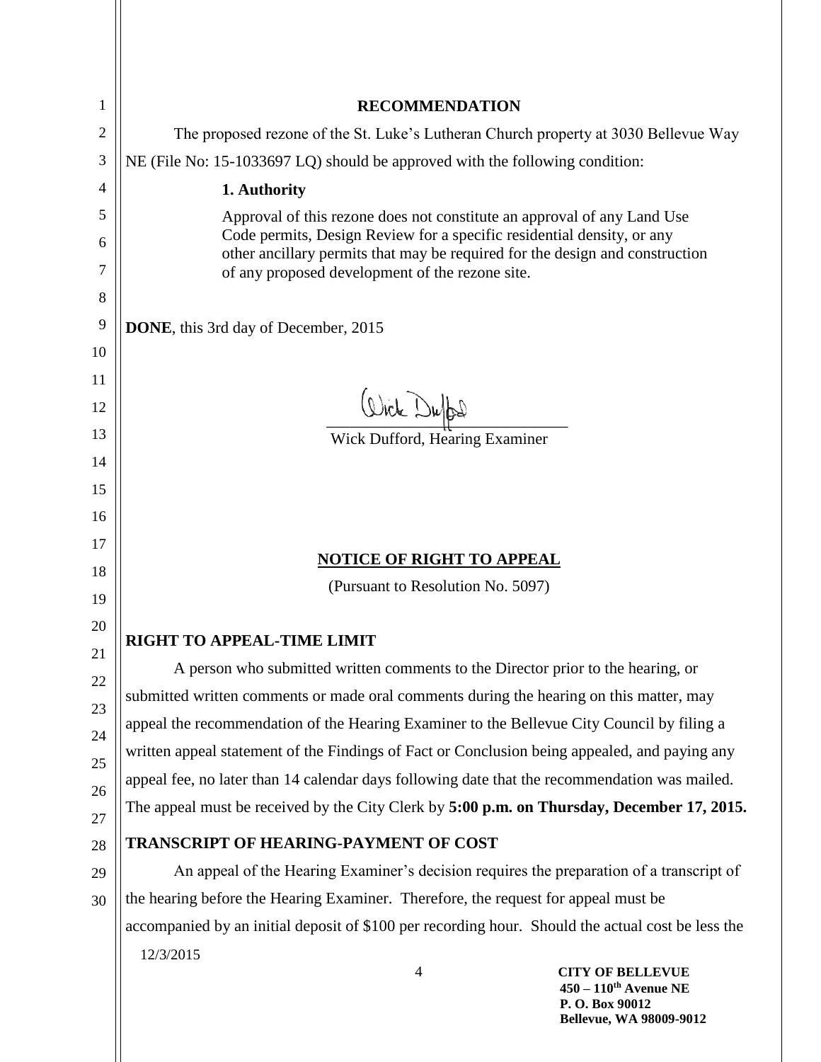## RECOMMENDATION

The proposed rezone of the St. Luke's Lutheran Church property at 3030 Bellevue Way NE (File No: 15-1033697 LQ) should be approved with the following condition:

**1. Authority**

Approval of this rezone does not constitute an approval of any Land Use Code permits, Design Review for a specific residential density, or any other ancillary permits that may be required for the design and construction of any proposed development of the rezone site.

**DONE**, this 3rd day of December, 2015

Wick Dufford, Hearing Examiner

## NOTICE OF RIGHT TO APPEAL

(Pursuant to Resolution No. 5097)

### RIGHT TO APPEAL-TIME LIMIT

A person who submitted written comments to the Director prior to the hearing, or submitted written comments or made oral comments during the hearing on this matter, may appeal the recommendation of the Hearing Examiner to the Bellevue City Council by filing a written appeal statement of the Findings of Fact or Conclusion being appealed, and paying any appeal fee, no later than 14 calendar days following date that the recommendation was mailed. The appeal must be received by the City Clerk by **5:00 p.m. on Thursday, December 17, 2015.**

### TRANSCRIPT OF HEARING-PAYMENT OF COST

An appeal of the Hearing Examiner's decision requires the preparation of a transcript of the hearing before the Hearing Examiner. Therefore, the request for appeal must be accompanied by an initial deposit of $100 per recording hour. Should the actual cost be less the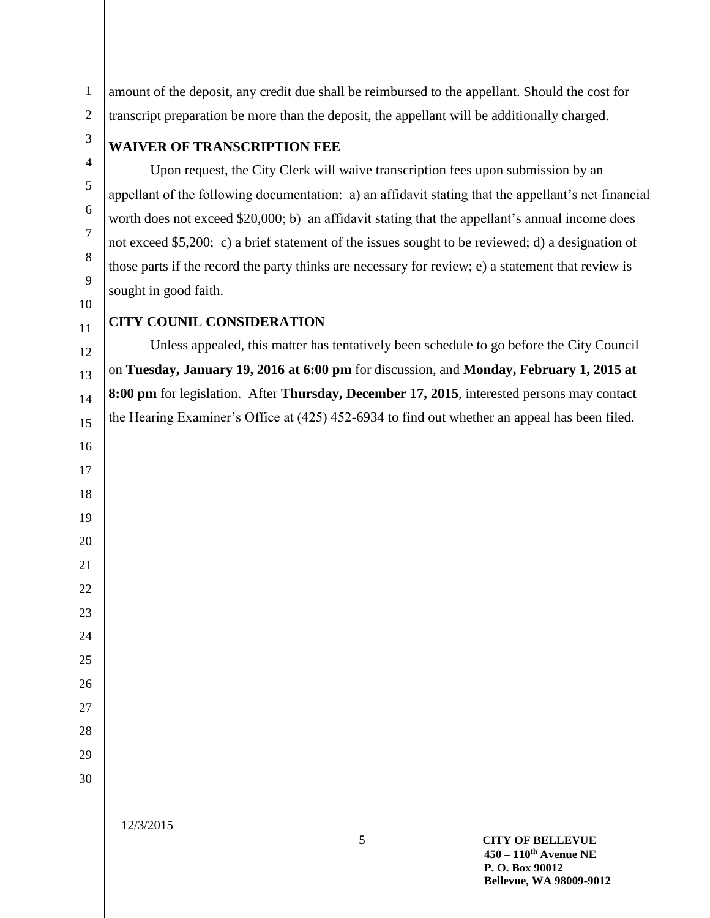amount of the deposit, any credit due shall be reimbursed to the appellant. Should the cost for transcript preparation be more than the deposit, the appellant will be additionally charged.

**WAIVER OF TRANSCRIPTION FEE**

Upon request, the City Clerk will waive transcription fees upon submission by an appellant of the following documentation: a) an affidavit stating that the appellant's net financial worth does not exceed $20,000; b) an affidavit stating that the appellant's annual income does not exceed $5,200; c) a brief statement of the issues sought to be reviewed; d) a designation of those parts if the record the party thinks are necessary for review; e) a statement that review is sought in good faith.

**CITY COUNIL CONSIDERATION**

Unless appealed, this matter has tentatively been schedule to go before the City Council on **Tuesday, January 19, 2016 at 6:00 pm** for discussion, and **Monday, February 1, 2015 at 8:00 pm** for legislation. After **Thursday, December 17, 2015**, interested persons may contact the Hearing Examiner's Office at (425) 452-6934 to find out whether an appeal has been filed.

12/3/2015

**CITY OF BELLEVUE**
**450 – 110th Avenue NE**
**P. O. Box 90012**
**Bellevue, WA 98009-9012**